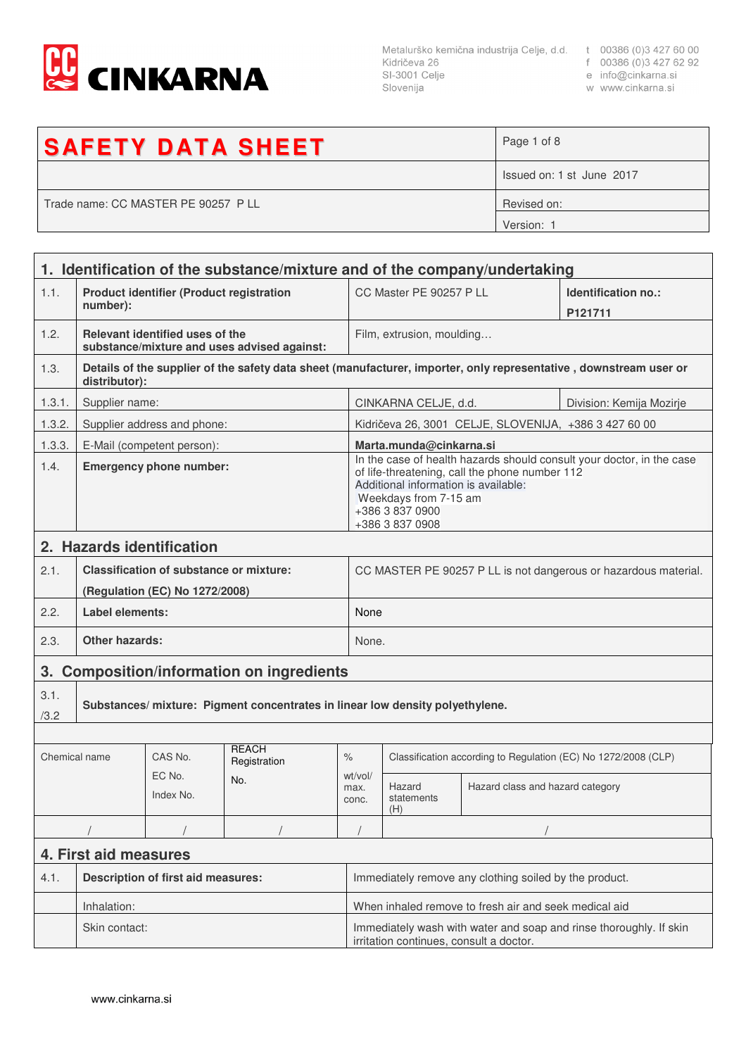CINKARNA

Metalurško kemična industrija Celje, d.d.
Kidričeva 26
SI-3001 Celje
Slovenija

t 00386 (0)3 427 60 00
f 00386 (0)3 427 62 92
e info@cinkarna.si
w www.cinkarna.si

| **SAFETY DATA SHEET** | Page 1 of 8 |
|---|---|
| | Issued on: 1 st June 2017 |
| Trade name: CC MASTER PE 90257 P LL | Revised on: |
| | Version: 1 |

## 1. Identification of the substance/mixture and of the company/undertaking

| | | | |
|---|---|---|---|
| 1.1. | **Product identifier (Product registration number):** | CC Master PE 90257 P LL | **Identification no.: P121711** |
| 1.2. | **Relevant identified uses of the substance/mixture and uses advised against:** | Film, extrusion, moulding… | |
| 1.3. | **Details of the supplier of the safety data sheet (manufacturer, importer, only representative , downstream user or distributor):** | | |
| 1.3.1. | Supplier name: | CINKARNA CELJE, d.d. | Division: Kemija Mozirje |
| 1.3.2. | Supplier address and phone: | Kidričeva 26, 3001 CELJE, SLOVENIJA, +386 3 427 60 00 | |
| 1.3.3. | E-Mail (competent person): | **Marta.munda@cinkarna.si** | |
| 1.4. | **Emergency phone number:** | In the case of health hazards should consult your doctor, in the case of life-threatening, call the phone number 112<br>Additional information is available:<br>Weekdays from 7-15 am<br>+386 3 837 0900<br>+386 3 837 0908 | |

## 2. Hazards identification

| | | |
|---|---|---|
| 2.1. | **Classification of substance or mixture:**<br>**(Regulation (EC) No 1272/2008)** | CC MASTER PE 90257 P LL is not dangerous or hazardous material. |
| 2.2. | **Label elements:** | None |
| 2.3. | **Other hazards:** | None. |

## 3. Composition/information on ingredients

3.1./3.2 **Substances/ mixture: Pigment concentrates in linear low density polyethylene.**

| Chemical name | CAS No.<br>EC No.<br>Index No. | REACH Registration No. | %<br>wt/vol/ max. conc. | Classification according to Regulation (EC) No 1272/2008 (CLP) | |
|---|---|---|---|---|---|
| | | | | Hazard statements (H) | Hazard class and hazard category |
| / | / | / | / | / | |

## 4. First aid measures

| | | |
|---|---|---|
| 4.1. | **Description of first aid measures:** | Immediately remove any clothing soiled by the product. |
| | Inhalation: | When inhaled remove to fresh air and seek medical aid |
| | Skin contact: | Immediately wash with water and soap and rinse thoroughly. If skin irritation continues, consult a doctor. |

www.cinkarna.si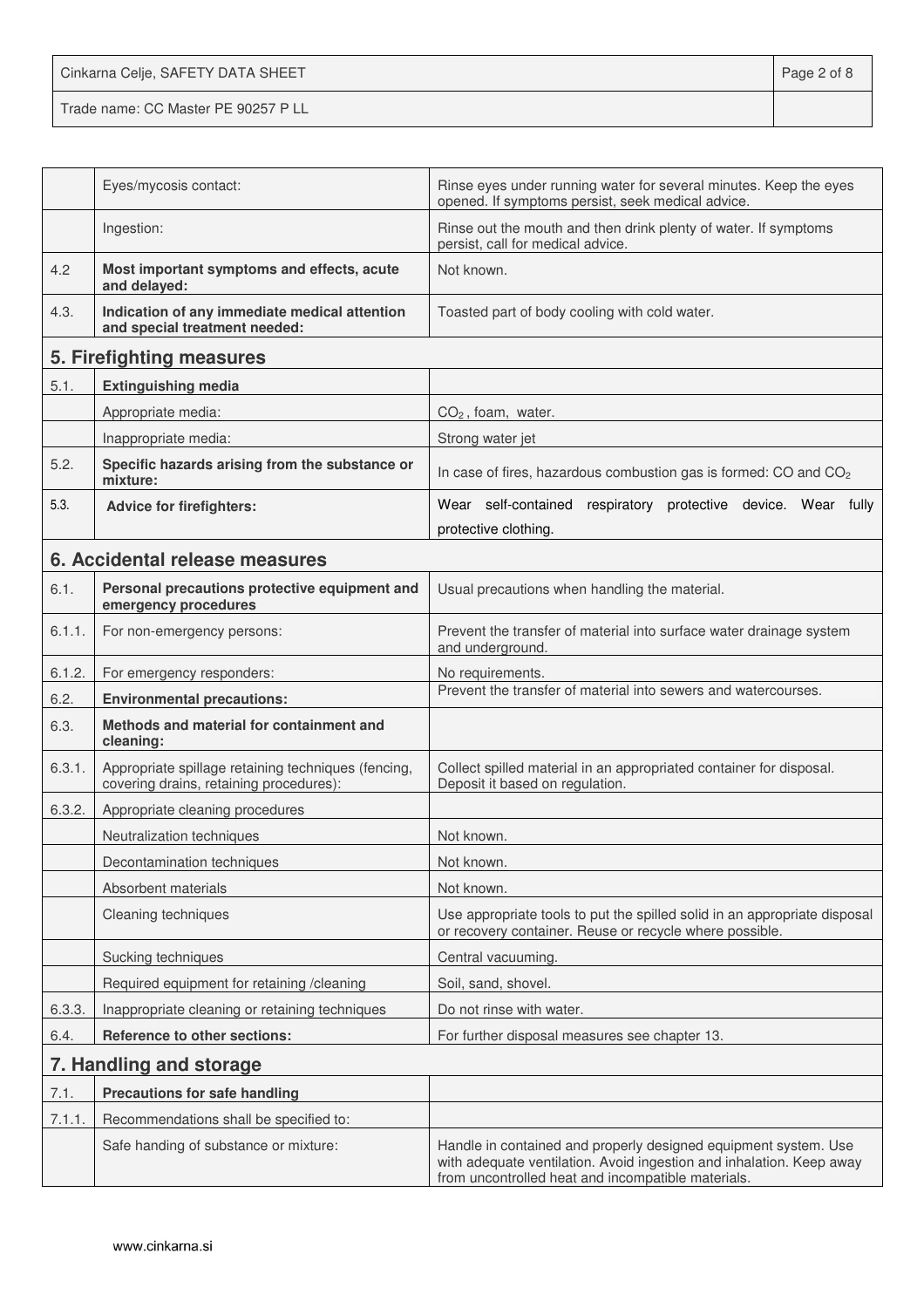|  |  |  |
|---|---|---|
|  | Eyes/mycosis contact: | Rinse eyes under running water for several minutes. Keep the eyes opened. If symptoms persist, seek medical advice. |
|  | Ingestion: | Rinse out the mouth and then drink plenty of water. If symptoms persist, call for medical advice. |
| 4.2 | **Most important symptoms and effects, acute and delayed:** | Not known. |
| 4.3. | **Indication of any immediate medical attention and special treatment needed:** | Toasted part of body cooling with cold water. |

## 5. Firefighting measures

|  |  |  |
|---|---|---|
| 5.1. | **Extinguishing media** |  |
|  | Appropriate media: | $CO_2$ , foam, water. |
|  | Inappropriate media: | Strong water jet |
| 5.2. | **Specific hazards arising from the substance or mixture:** | In case of fires, hazardous combustion gas is formed: CO and $CO_2$ |
| 5.3. | **Advice for firefighters:** | Wear self-contained respiratory protective device. Wear fully protective clothing. |

## 6. Accidental release measures

|  |  |  |
|---|---|---|
| 6.1. | **Personal precautions protective equipment and emergency procedures** | Usual precautions when handling the material. |
| 6.1.1. | For non-emergency persons: | Prevent the transfer of material into surface water drainage system and underground. |
| 6.1.2. | For emergency responders: | No requirements. |
| 6.2. | **Environmental precautions:** | Prevent the transfer of material into sewers and watercourses. |
| 6.3. | **Methods and material for containment and cleaning:** |  |
| 6.3.1. | Appropriate spillage retaining techniques (fencing, covering drains, retaining procedures): | Collect spilled material in an appropriated container for disposal. Deposit it based on regulation. |
| 6.3.2. | Appropriate cleaning procedures |  |
|  | Neutralization techniques | Not known. |
|  | Decontamination techniques | Not known. |
|  | Absorbent materials | Not known. |
|  | Cleaning techniques | Use appropriate tools to put the spilled solid in an appropriate disposal or recovery container. Reuse or recycle where possible. |
|  | Sucking techniques | Central vacuuming. |
|  | Required equipment for retaining /cleaning | Soil, sand, shovel. |
| 6.3.3. | Inappropriate cleaning or retaining techniques | Do not rinse with water. |
| 6.4. | **Reference to other sections:** | For further disposal measures see chapter 13. |

## 7. Handling and storage

|  |  |  |
|---|---|---|
| 7.1. | **Precautions for safe handling** |  |
| 7.1.1. | Recommendations shall be specified to: |  |
|  | Safe handing of substance or mixture: | Handle in contained and properly designed equipment system. Use with adequate ventilation. Avoid ingestion and inhalation. Keep away from uncontrolled heat and incompatible materials. |

www.cinkarna.si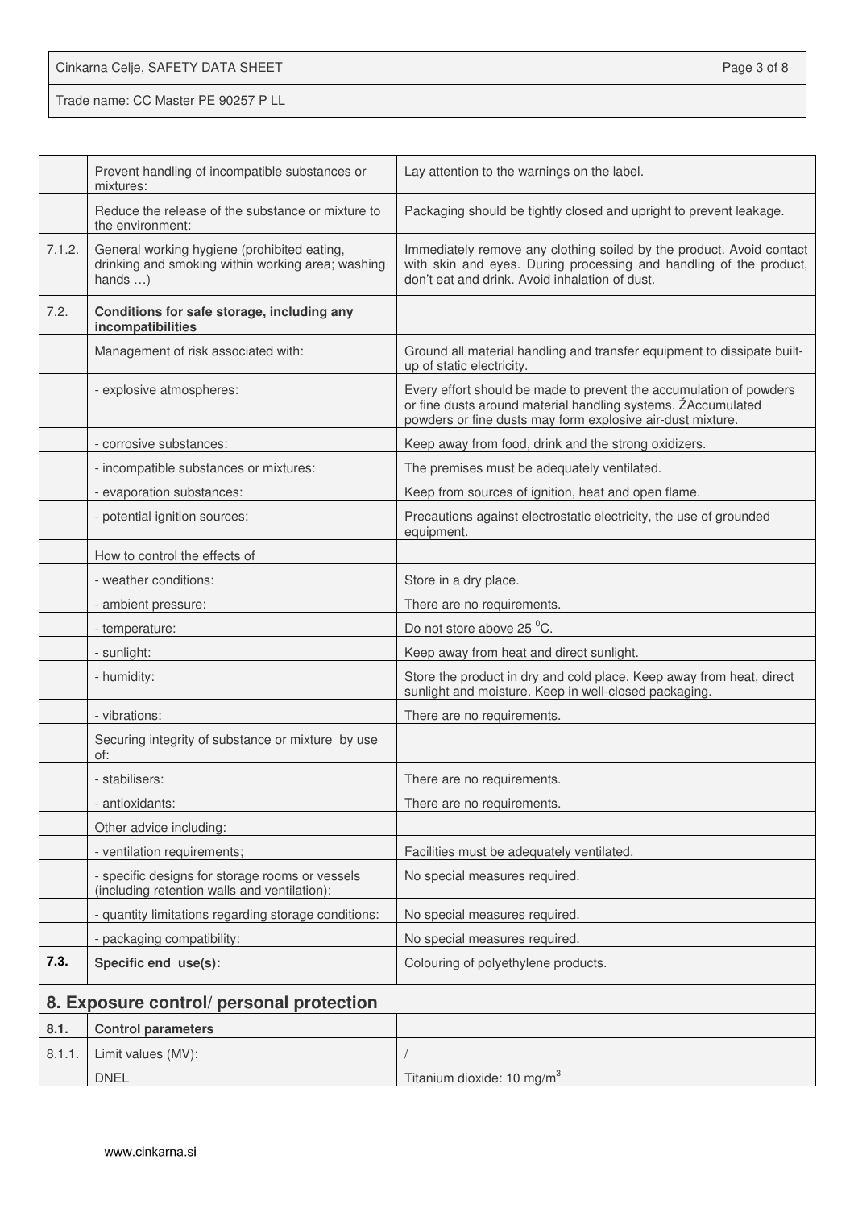| | | |
|---|---|---|
| | Prevent handling of incompatible substances or mixtures: | Lay attention to the warnings on the label. |
| | Reduce the release of the substance or mixture to the environment: | Packaging should be tightly closed and upright to prevent leakage. |
| 7.1.2. | General working hygiene (prohibited eating, drinking and smoking within working area; washing hands …) | Immediately remove any clothing soiled by the product. Avoid contact with skin and eyes. During processing and handling of the product, don't eat and drink. Avoid inhalation of dust. |
| 7.2. | **Conditions for safe storage, including any incompatibilities** | |
| | Management of risk associated with: | Ground all material handling and transfer equipment to dissipate built-up of static electricity. |
| | - explosive atmospheres: | Every effort should be made to prevent the accumulation of powders or fine dusts around material handling systems. ŽAccumulated powders or fine dusts may form explosive air-dust mixture. |
| | - corrosive substances: | Keep away from food, drink and the strong oxidizers. |
| | - incompatible substances or mixtures: | The premises must be adequately ventilated. |
| | - evaporation substances: | Keep from sources of ignition, heat and open flame. |
| | - potential ignition sources: | Precautions against electrostatic electricity, the use of grounded equipment. |
| | How to control the effects of | |
| | - weather conditions: | Store in a dry place. |
| | - ambient pressure: | There are no requirements. |
| | - temperature: | Do not store above 25 $^0$C. |
| | - sunlight: | Keep away from heat and direct sunlight. |
| | - humidity: | Store the product in dry and cold place. Keep away from heat, direct sunlight and moisture. Keep in well-closed packaging. |
| | - vibrations: | There are no requirements. |
| | Securing integrity of substance or mixture by use of: | |
| | - stabilisers: | There are no requirements. |
| | - antioxidants: | There are no requirements. |
| | Other advice including: | |
| | - ventilation requirements; | Facilities must be adequately ventilated. |
| | - specific designs for storage rooms or vessels (including retention walls and ventilation): | No special measures required. |
| | - quantity limitations regarding storage conditions: | No special measures required. |
| | - packaging compatibility: | No special measures required. |
| **7.3.** | **Specific end use(s):** | Colouring of polyethylene products. |

## 8. Exposure control/ personal protection

| | | |
|---|---|---|
| **8.1.** | **Control parameters** | |
| 8.1.1. | Limit values (MV): | / |
| | DNEL | Titanium dioxide: 10 mg/m$^3$ |

www.cinkarna.si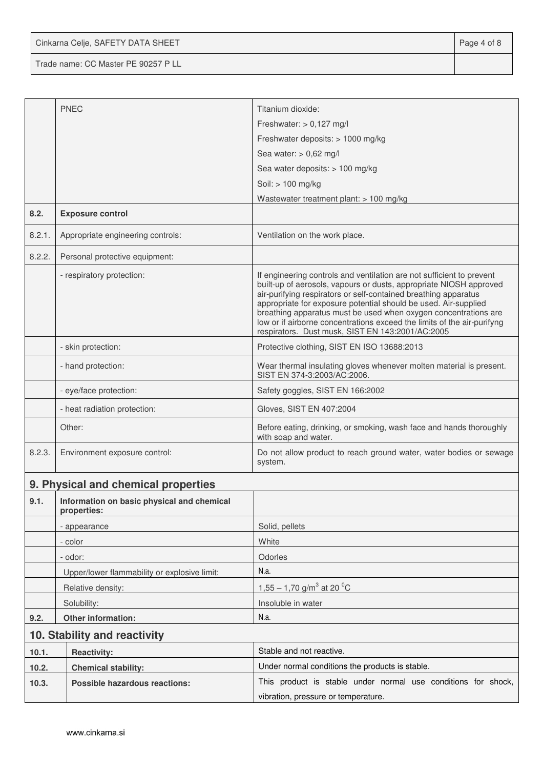| | | |
|---|---|---|
| | PNEC | Titanium dioxide:<br>Freshwater: > 0,127 mg/l<br>Freshwater deposits: > 1000 mg/kg<br>Sea water: > 0,62 mg/l<br>Sea water deposits: > 100 mg/kg<br>Soil: > 100 mg/kg<br>Wastewater treatment plant: > 100 mg/kg |
| **8.2.** | **Exposure control** | |
| 8.2.1. | Appropriate engineering controls: | Ventilation on the work place. |
| 8.2.2. | Personal protective equipment: | |
| | - respiratory protection: | If engineering controls and ventilation are not sufficient to prevent built-up of aerosols, vapours or dusts, appropriate NIOSH approved air-purifying respirators or self-contained breathing apparatus appropriate for exposure potential should be used. Air-supplied breathing apparatus must be used when oxygen concentrations are low or if airborne concentrations exceed the limits of the air-purifyng respirators. Dust musk, SIST EN 143:2001/AC:2005 |
| | - skin protection: | Protective clothing, SIST EN ISO 13688:2013 |
| | - hand protection: | Wear thermal insulating gloves whenever molten material is present. SIST EN 374-3:2003/AC:2006. |
| | - eye/face protection: | Safety goggles, SIST EN 166:2002 |
| | - heat radiation protection: | Gloves, SIST EN 407:2004 |
| | Other: | Before eating, drinking, or smoking, wash face and hands thoroughly with soap and water. |
| 8.2.3. | Environment exposure control: | Do not allow product to reach ground water, water bodies or sewage system. |

## 9. Physical and chemical properties

| | | |
|---|---|---|
| **9.1.** | **Information on basic physical and chemical properties:** | |
| | - appearance | Solid, pellets |
| | - color | White |
| | - odor: | Odorles |
| | Upper/lower flammability or explosive limit: | N.a. |
| | Relative density: | 1,55 – 1,70 g/m$^3$ at 20 $^0$C |
| | Solubility: | Insoluble in water |
| **9.2.** | **Other information:** | N.a. |

## 10. Stability and reactivity

| | | |
|---|---|---|
| **10.1.** | **Reactivity:** | Stable and not reactive. |
| **10.2.** | **Chemical stability:** | Under normal conditions the products is stable. |
| **10.3.** | **Possible hazardous reactions:** | This product is stable under normal use conditions for shock, vibration, pressure or temperature. |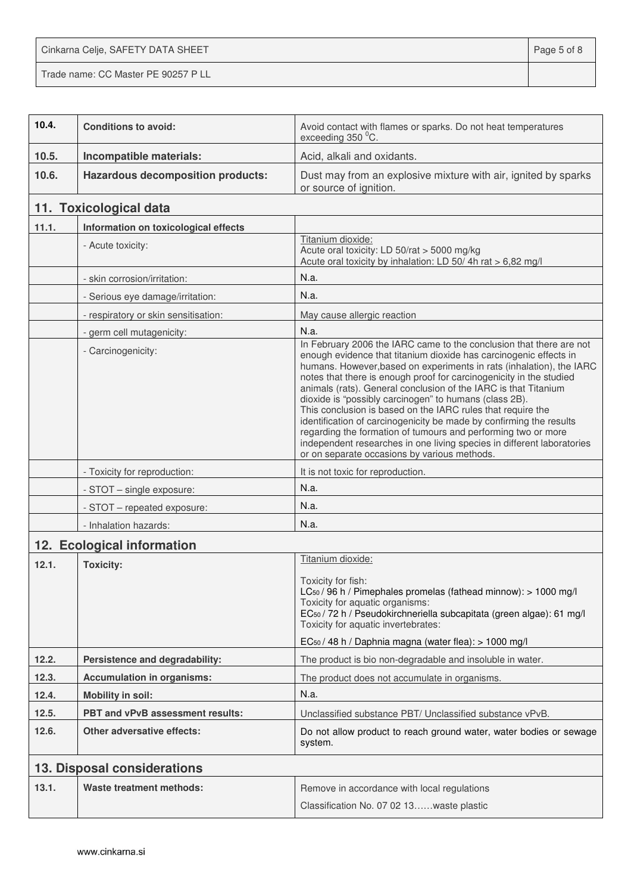| | | |
|---|---|---|
| **10.4.** | **Conditions to avoid:** | Avoid contact with flames or sparks. Do not heat temperatures exceeding 350 $^0$C. |
| **10.5.** | **Incompatible materials:** | Acid, alkali and oxidants. |
| **10.6.** | **Hazardous decomposition products:** | Dust may from an explosive mixture with air, ignited by sparks or source of ignition. |

## 11. Toxicological data

| | | |
|---|---|---|
| **11.1.** | **Information on toxicological effects** | |
| | - Acute toxicity: | Titanium dioxide:<br>Acute oral toxicity: LD 50/rat > 5000 mg/kg<br>Acute oral toxicity by inhalation: LD 50/ 4h rat > 6,82 mg/l |
| | - skin corrosion/irritation: | N.a. |
| | - Serious eye damage/irritation: | N.a. |
| | - respiratory or skin sensitisation: | May cause allergic reaction |
| | - germ cell mutagenicity: | N.a. |
| | - Carcinogenicity: | In February 2006 the IARC came to the conclusion that there are not enough evidence that titanium dioxide has carcinogenic effects in humans. However,based on experiments in rats (inhalation), the IARC notes that there is enough proof for carcinogenicity in the studied animals (rats). General conclusion of the IARC is that Titanium dioxide is "possibly carcinogen" to humans (class 2B).<br>This conclusion is based on the IARC rules that require the identification of carcinogenicity be made by confirming the results regarding the formation of tumours and performing two or more independent researches in one living species in different laboratories or on separate occasions by various methods. |
| | - Toxicity for reproduction: | It is not toxic for reproduction. |
| | - STOT – single exposure: | N.a. |
| | - STOT – repeated exposure: | N.a. |
| | - Inhalation hazards: | N.a. |

## 12. Ecological information

| | | |
|---|---|---|
| **12.1.** | **Toxicity:** | Titanium dioxide:<br><br>Toxicity for fish:<br>$LC_{50}$ / 96 h / Pimephales promelas (fathead minnow): > 1000 mg/l<br>Toxicity for aquatic organisms:<br>$EC_{50}$ / 72 h / Pseudokirchneriella subcapitata (green algae): 61 mg/l<br>Toxicity for aquatic invertebrates:<br><br>$EC_{50}$ / 48 h / Daphnia magna (water flea): > 1000 mg/l |
| **12.2.** | **Persistence and degradability:** | The product is bio non-degradable and insoluble in water. |
| **12.3.** | **Accumulation in organisms:** | The product does not accumulate in organisms. |
| **12.4.** | **Mobility in soil:** | N.a. |
| **12.5.** | **PBT and vPvB assessment results:** | Unclassified substance PBT/ Unclassified substance vPvB. |
| **12.6.** | **Other adversative effects:** | Do not allow product to reach ground water, water bodies or sewage system. |

## 13. Disposal considerations

| | | |
|---|---|---|
| **13.1.** | **Waste treatment methods:** | Remove in accordance with local regulations<br><br>Classification No. 07 02 13……waste plastic |

www.cinkarna.si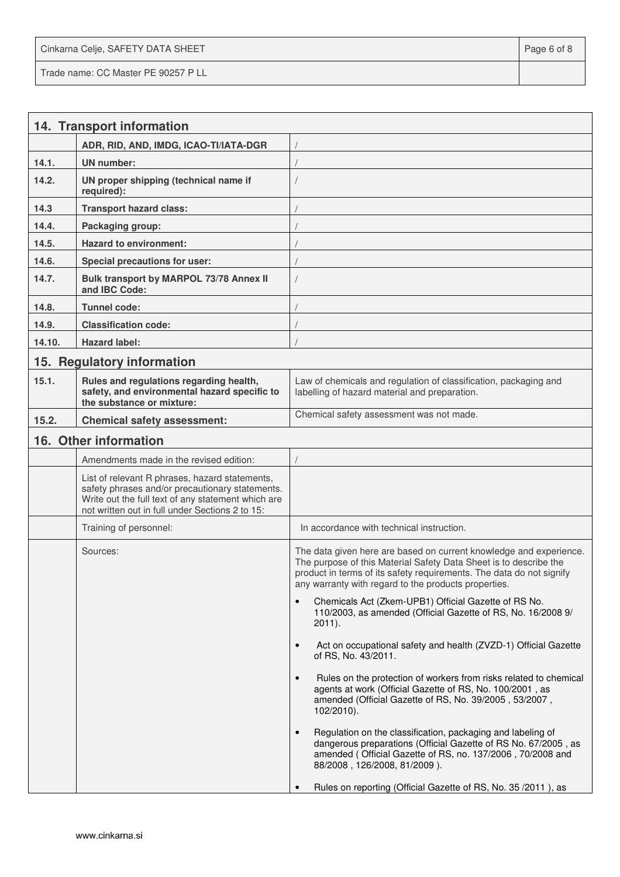## 14. Transport information

| | | |
|---|---|---|
| | ADR, RID, AND, IMDG, ICAO-TI/IATA-DGR | / |
| 14.1. | UN number: | / |
| 14.2. | UN proper shipping (technical name if required): | / |
| 14.3 | Transport hazard class: | / |
| 14.4. | Packaging group: | / |
| 14.5. | Hazard to environment: | / |
| 14.6. | Special precautions for user: | / |
| 14.7. | Bulk transport by MARPOL 73/78 Annex II and IBC Code: | / |
| 14.8. | Tunnel code: | / |
| 14.9. | Classification code: | / |
| 14.10. | Hazard label: | / |

## 15. Regulatory information

| | | |
|---|---|---|
| 15.1. | Rules and regulations regarding health, safety, and environmental hazard specific to the substance or mixture: | Law of chemicals and regulation of classification, packaging and labelling of hazard material and preparation. |
| 15.2. | Chemical safety assessment: | Chemical safety assessment was not made. |

## 16. Other information

| | | |
|---|---|---|
| | Amendments made in the revised edition: | / |
| | List of relevant R phrases, hazard statements, safety phrases and/or precautionary statements. Write out the full text of any statement which are not written out in full under Sections 2 to 15: | |
| | Training of personnel: | In accordance with technical instruction. |
| | Sources: | The data given here are based on current knowledge and experience. The purpose of this Material Safety Data Sheet is to describe the product in terms of its safety requirements. The data do not signify any warranty with regard to the products properties.<br>• Chemicals Act (Zkem-UPB1) Official Gazette of RS No. 110/2003, as amended (Official Gazette of RS, No. 16/2008 9/ 2011).<br>• Act on occupational safety and health (ZVZD-1) Official Gazette of RS, No. 43/2011.<br>• Rules on the protection of workers from risks related to chemical agents at work (Official Gazette of RS, No. 100/2001 , as amended (Official Gazette of RS, No. 39/2005 , 53/2007 , 102/2010).<br>• Regulation on the classification, packaging and labeling of dangerous preparations (Official Gazette of RS No. 67/2005 , as amended ( Official Gazette of RS, no. 137/2006 , 70/2008 and 88/2008 , 126/2008, 81/2009 ).<br>• Rules on reporting (Official Gazette of RS, No. 35 /2011 ), as |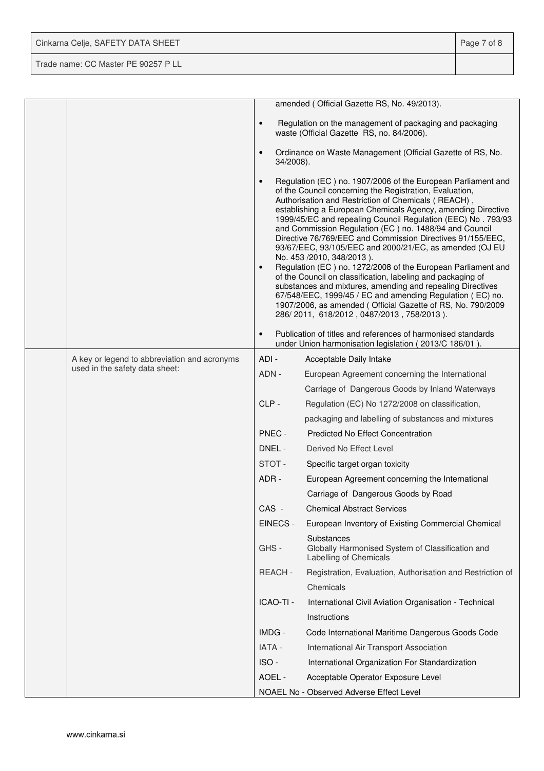| | | |
|---|---|---|
| | | amended ( Official Gazette RS, No. 49/2013).<br><br>• Regulation on the management of packaging and packaging waste (Official Gazette RS, no. 84/2006).<br><br>• Ordinance on Waste Management (Official Gazette of RS, No. 34/2008).<br><br>• Regulation (EC ) no. 1907/2006 of the European Parliament and of the Council concerning the Registration, Evaluation, Authorisation and Restriction of Chemicals ( REACH) , establishing a European Chemicals Agency, amending Directive 1999/45/EC and repealing Council Regulation (EEC) No . 793/93 and Commission Regulation (EC ) no. 1488/94 and Council Directive 76/769/EEC and Commission Directives 91/155/EEC, 93/67/EEC, 93/105/EEC and 2000/21/EC, as amended (OJ EU No. 453 /2010, 348/2013 ).<br>• Regulation (EC ) no. 1272/2008 of the European Parliament and of the Council on classification, labeling and packaging of substances and mixtures, amending and repealing Directives 67/548/EEC, 1999/45 / EC and amending Regulation ( EC) no. 1907/2006, as amended ( Official Gazette of RS, No. 790/2009 286/ 2011, 618/2012 , 0487/2013 , 758/2013 ).<br><br>• Publication of titles and references of harmonised standards under Union harmonisation legislation ( 2013/C 186/01 ). |
| | A key or legend to abbreviation and acronyms used in the safety data sheet: | ADI - Acceptable Daily Intake<br>ADN - European Agreement concerning the International Carriage of Dangerous Goods by Inland Waterways<br>CLP - Regulation (EC) No 1272/2008 on classification, packaging and labelling of substances and mixtures<br>PNEC - Predicted No Effect Concentration<br>DNEL - Derived No Effect Level<br>STOT - Specific target organ toxicity<br>ADR - European Agreement concerning the International Carriage of Dangerous Goods by Road<br>CAS - Chemical Abstract Services<br>EINECS - European Inventory of Existing Commercial Chemical Substances<br>GHS - Globally Harmonised System of Classification and Labelling of Chemicals<br>REACH - Registration, Evaluation, Authorisation and Restriction of Chemicals<br>ICAO-TI - International Civil Aviation Organisation - Technical Instructions<br>IMDG - Code International Maritime Dangerous Goods Code<br>IATA - International Air Transport Association<br>ISO - International Organization For Standardization<br>AOEL - Acceptable Operator Exposure Level<br>NOAEL No - Observed Adverse Effect Level |

www.cinkarna.si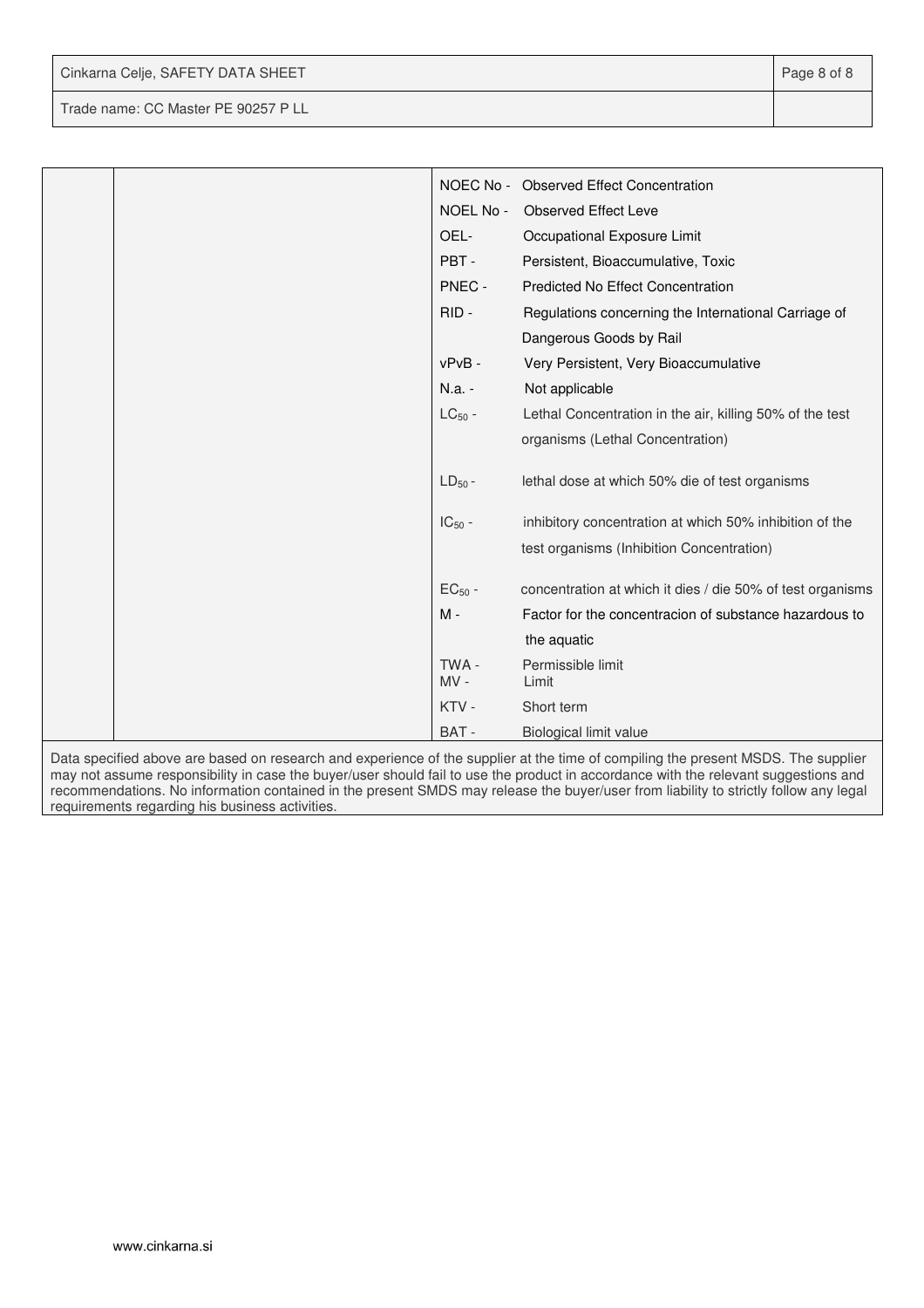| | | | |
|---|---|---|---|
| | | NOEC No - | Observed Effect Concentration |
| | | NOEL No - | Observed Effect Leve |
| | | OEL- | Occupational Exposure Limit |
| | | PBT - | Persistent, Bioaccumulative, Toxic |
| | | PNEC - | Predicted No Effect Concentration |
| | | RID - | Regulations concerning the International Carriage of Dangerous Goods by Rail |
| | | vPvB - | Very Persistent, Very Bioaccumulative |
| | | N.a. - | Not applicable |
| | | $LC_{50}$ - | Lethal Concentration in the air, killing 50% of the test organisms (Lethal Concentration) |
| | | $LD_{50}$ - | lethal dose at which 50% die of test organisms |
| | | $IC_{50}$ - | inhibitory concentration at which 50% inhibition of the test organisms (Inhibition Concentration) |
| | | $EC_{50}$ - | concentration at which it dies / die 50% of test organisms |
| | | M - | Factor for the concentracion of substance hazardous to the aquatic |
| | | TWA - | Permissible limit |
| | | MV - | Limit |
| | | KTV - | Short term |
| | | BAT - | Biological limit value |

Data specified above are based on research and experience of the supplier at the time of compiling the present MSDS. The supplier may not assume responsibility in case the buyer/user should fail to use the product in accordance with the relevant suggestions and recommendations. No information contained in the present SMDS may release the buyer/user from liability to strictly follow any legal requirements regarding his business activities.